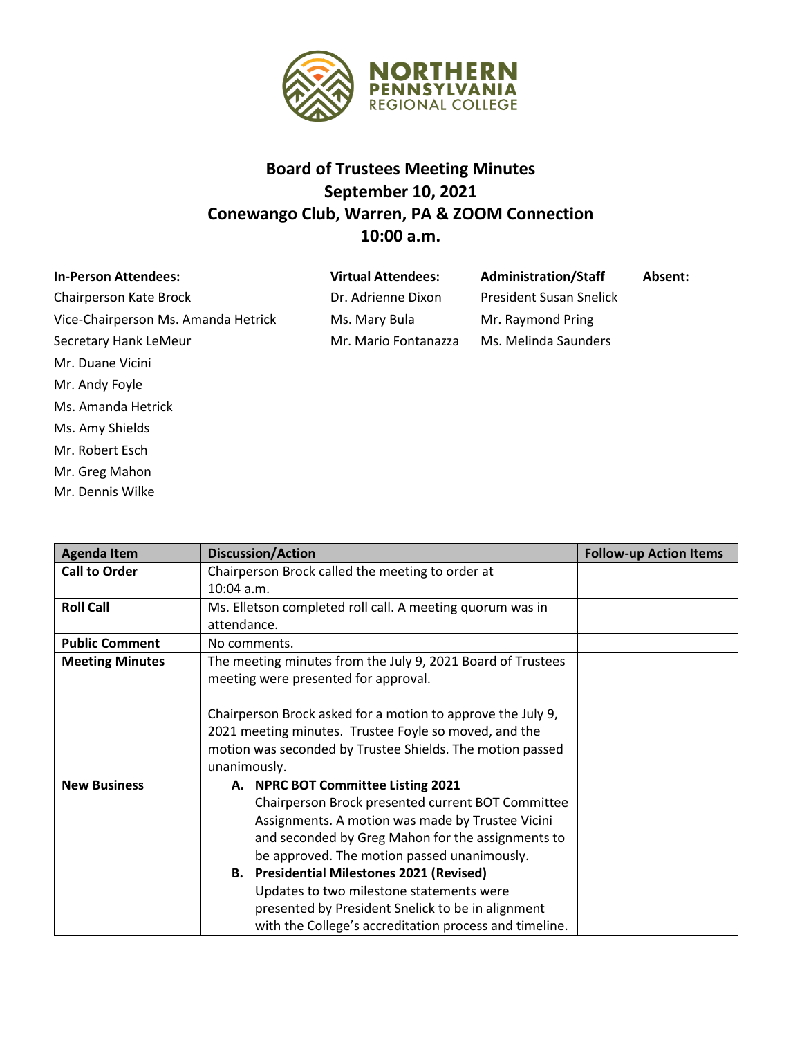# Board of Trustees Meeting Minutes
## September 10, 2021
## Conewango Club, Warren, PA & ZOOM Connection
## 10:00 a.m.

| In-Person Attendees: | Virtual Attendees: | Administration/Staff | Absent: |
|---|---|---|---|
| Chairperson Kate Brock | Dr. Adrienne Dixon | President Susan Snelick | |
| Vice-Chairperson Ms. Amanda Hetrick | Ms. Mary Bula | Mr. Raymond Pring | |
| Secretary Hank LeMeur | Mr. Mario Fontanazza | Ms. Melinda Saunders | |
| Mr. Duane Vicini | | | |
| Mr. Andy Foyle | | | |
| Ms. Amanda Hetrick | | | |
| Ms. Amy Shields | | | |
| Mr. Robert Esch | | | |
| Mr. Greg Mahon | | | |
| Mr. Dennis Wilke | | | |

| Agenda Item | Discussion/Action | Follow-up Action Items |
|---|---|---|
| **Call to Order** | Chairperson Brock called the meeting to order at 10:04 a.m. | |
| **Roll Call** | Ms. Elletson completed roll call. A meeting quorum was in attendance. | |
| **Public Comment** | No comments. | |
| **Meeting Minutes** | The meeting minutes from the July 9, 2021 Board of Trustees meeting were presented for approval.<br><br>Chairperson Brock asked for a motion to approve the July 9, 2021 meeting minutes. Trustee Foyle so moved, and the motion was seconded by Trustee Shields. The motion passed unanimously. | |
| **New Business** | **A. NPRC BOT Committee Listing 2021**<br>Chairperson Brock presented current BOT Committee Assignments. A motion was made by Trustee Vicini and seconded by Greg Mahon for the assignments to be approved. The motion passed unanimously.<br>**B. Presidential Milestones 2021 (Revised)**<br>Updates to two milestone statements were presented by President Snelick to be in alignment with the College's accreditation process and timeline. | |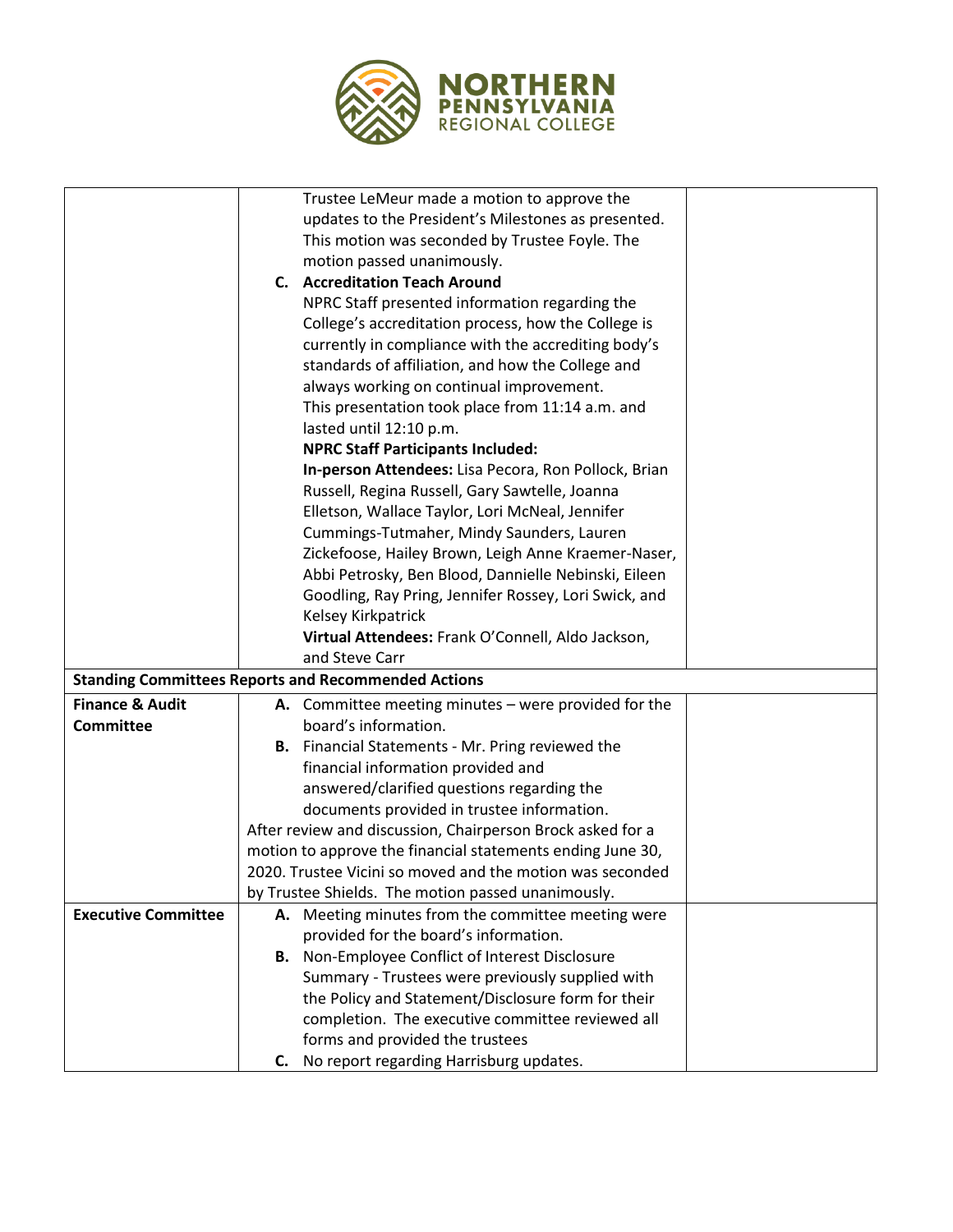| | | |
|---|---|---|
| | Trustee LeMeur made a motion to approve the updates to the President's Milestones as presented. This motion was seconded by Trustee Foyle. The motion passed unanimously.<br>**C. Accreditation Teach Around**<br>NPRC Staff presented information regarding the College's accreditation process, how the College is currently in compliance with the accrediting body's standards of affiliation, and how the College and always working on continual improvement.<br>This presentation took place from 11:14 a.m. and lasted until 12:10 p.m.<br>**NPRC Staff Participants Included:**<br>**In-person Attendees:** Lisa Pecora, Ron Pollock, Brian Russell, Regina Russell, Gary Sawtelle, Joanna Elletson, Wallace Taylor, Lori McNeal, Jennifer Cummings-Tutmaher, Mindy Saunders, Lauren Zickefoose, Hailey Brown, Leigh Anne Kraemer-Naser, Abbi Petrosky, Ben Blood, Dannielle Nebinski, Eileen Goodling, Ray Pring, Jennifer Rossey, Lori Swick, and Kelsey Kirkpatrick<br>**Virtual Attendees:** Frank O'Connell, Aldo Jackson, and Steve Carr | |
| **Standing Committees Reports and Recommended Actions** | | |
| **Finance & Audit Committee** | **A.** Committee meeting minutes – were provided for the board's information.<br>**B.** Financial Statements - Mr. Pring reviewed the financial information provided and answered/clarified questions regarding the documents provided in trustee information.<br>After review and discussion, Chairperson Brock asked for a motion to approve the financial statements ending June 30, 2020. Trustee Vicini so moved and the motion was seconded by Trustee Shields. The motion passed unanimously. | |
| **Executive Committee** | **A.** Meeting minutes from the committee meeting were provided for the board's information.<br>**B.** Non-Employee Conflict of Interest Disclosure Summary - Trustees were previously supplied with the Policy and Statement/Disclosure form for their completion. The executive committee reviewed all forms and provided the trustees<br>**C.** No report regarding Harrisburg updates. | |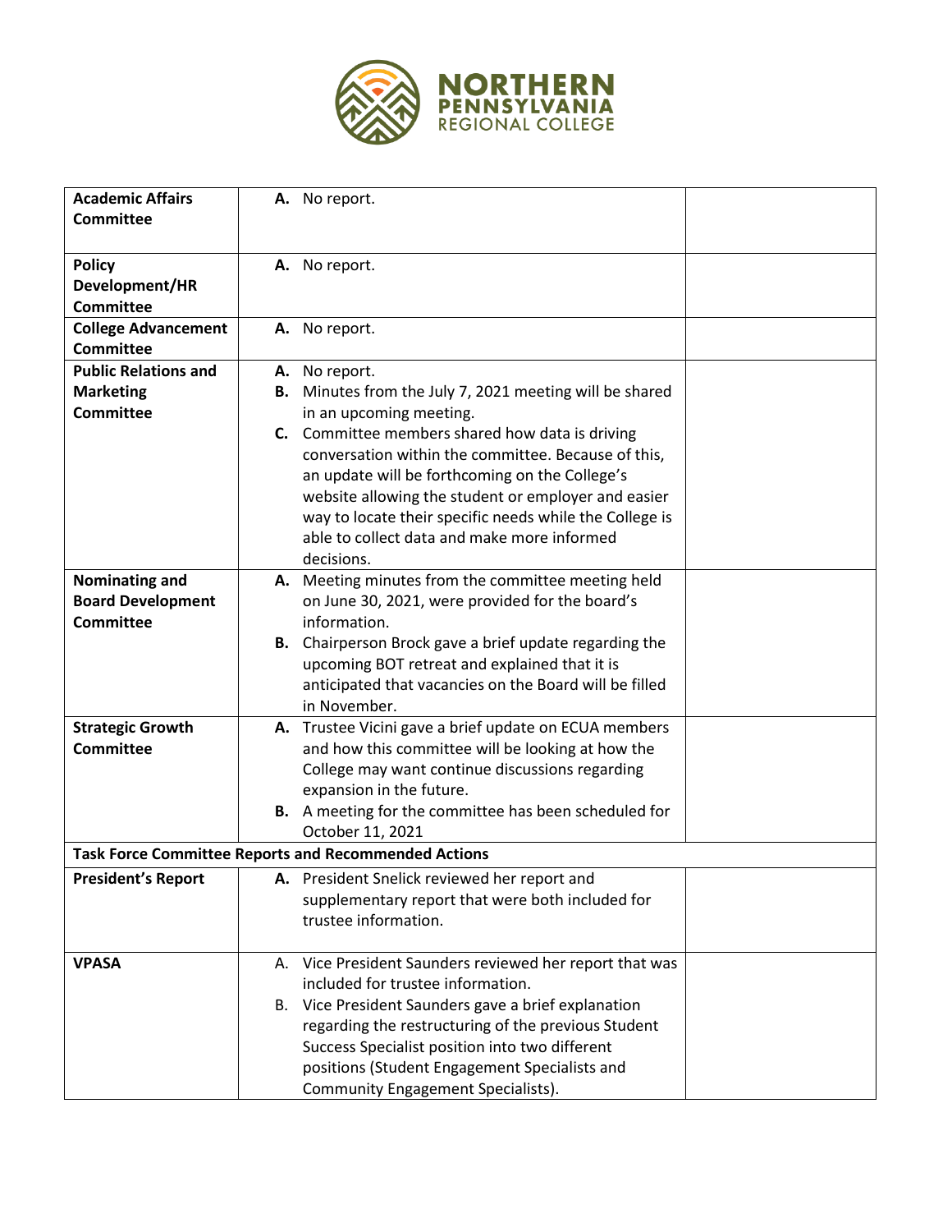| | | |
|---|---|---|
| **Academic Affairs Committee** | **A.** No report. | |
| **Policy Development/HR Committee** | **A.** No report. | |
| **College Advancement Committee** | **A.** No report. | |
| **Public Relations and Marketing Committee** | **A.** No report.<br>**B.** Minutes from the July 7, 2021 meeting will be shared in an upcoming meeting.<br>**C.** Committee members shared how data is driving conversation within the committee. Because of this, an update will be forthcoming on the College's website allowing the student or employer and easier way to locate their specific needs while the College is able to collect data and make more informed decisions. | |
| **Nominating and Board Development Committee** | **A.** Meeting minutes from the committee meeting held on June 30, 2021, were provided for the board's information.<br>**B.** Chairperson Brock gave a brief update regarding the upcoming BOT retreat and explained that it is anticipated that vacancies on the Board will be filled in November. | |
| **Strategic Growth Committee** | **A.** Trustee Vicini gave a brief update on ECUA members and how this committee will be looking at how the College may want continue discussions regarding expansion in the future.<br>**B.** A meeting for the committee has been scheduled for October 11, 2021 | |
| **Task Force Committee Reports and Recommended Actions** | | |
| **President's Report** | **A.** President Snelick reviewed her report and supplementary report that were both included for trustee information. | |
| **VPASA** | A. Vice President Saunders reviewed her report that was included for trustee information.<br>B. Vice President Saunders gave a brief explanation regarding the restructuring of the previous Student Success Specialist position into two different positions (Student Engagement Specialists and Community Engagement Specialists). | |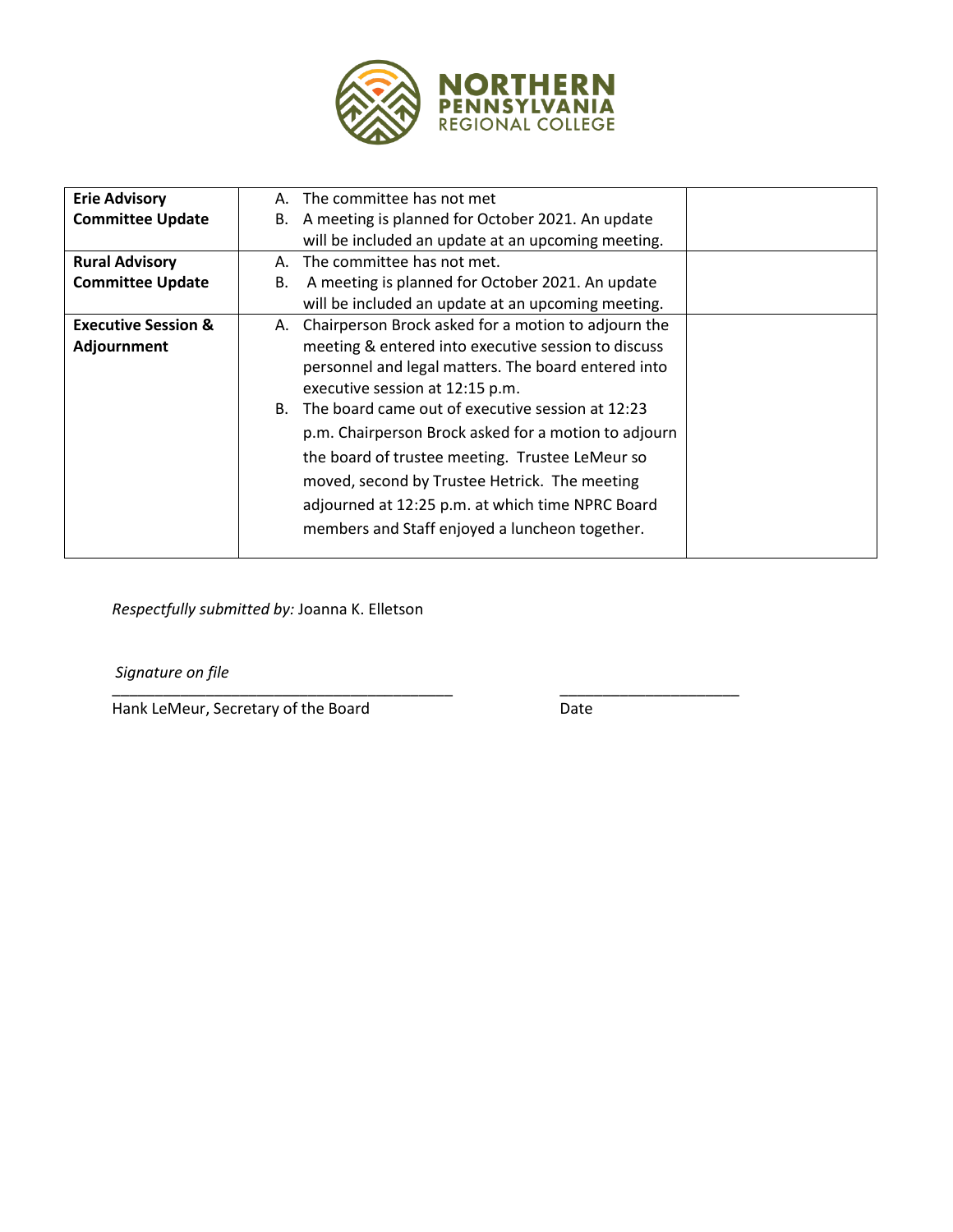| | | |
|---|---|---|
| **Erie Advisory Committee Update** | A. The committee has not met<br>B. A meeting is planned for October 2021. An update will be included an update at an upcoming meeting. | |
| **Rural Advisory Committee Update** | A. The committee has not met.<br>B. A meeting is planned for October 2021. An update will be included an update at an upcoming meeting. | |
| **Executive Session & Adjournment** | A. Chairperson Brock asked for a motion to adjourn the meeting & entered into executive session to discuss personnel and legal matters. The board entered into executive session at 12:15 p.m.<br>B. The board came out of executive session at 12:23 p.m. Chairperson Brock asked for a motion to adjourn the board of trustee meeting. Trustee LeMeur so moved, second by Trustee Hetrick. The meeting adjourned at 12:25 p.m. at which time NPRC Board members and Staff enjoyed a luncheon together. | |

*Respectfully submitted by:* Joanna K. Elletson

*Signature on file*

\_\_\_\_\_\_\_\_\_\_\_\_\_\_\_\_\_\_\_\_\_\_\_\_\_\_\_\_\_\_\_\_\_\_\_\_\_\_\_\_ \_\_\_\_\_\_\_\_\_\_\_\_\_\_\_\_\_\_\_\_\_\_

Hank LeMeur, Secretary of the Board Date